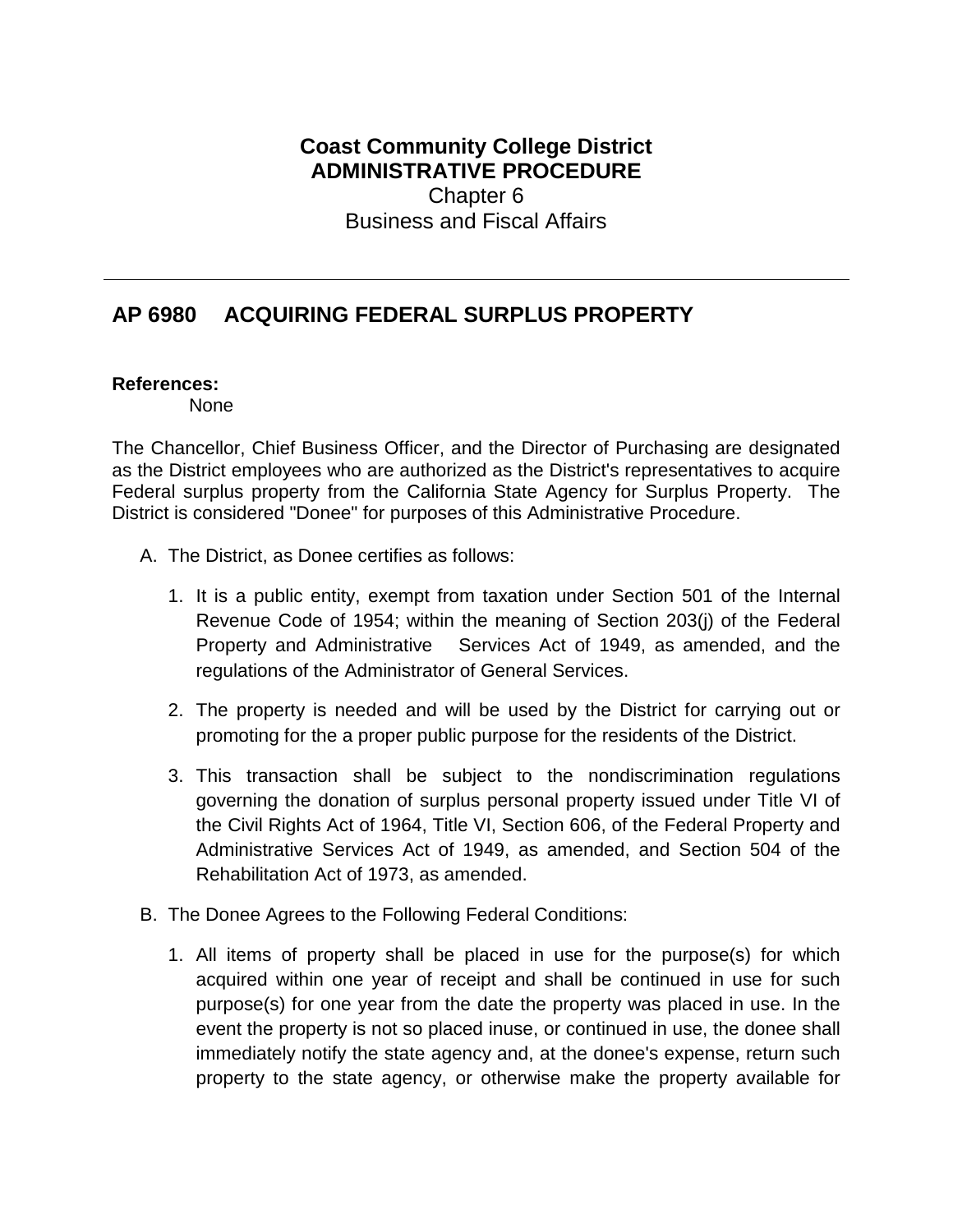# Coast Community College District
## ADMINISTRATIVE PROCEDURE
Chapter 6
Business and Fiscal Affairs

---

## AP 6980 ACQUIRING FEDERAL SURPLUS PROPERTY

**References:**
None

The Chancellor, Chief Business Officer, and the Director of Purchasing are designated as the District employees who are authorized as the District's representatives to acquire Federal surplus property from the California State Agency for Surplus Property. The District is considered "Donee" for purposes of this Administrative Procedure.

A. The District, as Donee certifies as follows:

   1. It is a public entity, exempt from taxation under Section 501 of the Internal Revenue Code of 1954; within the meaning of Section 203(j) of the Federal Property and Administrative Services Act of 1949, as amended, and the regulations of the Administrator of General Services.

   2. The property is needed and will be used by the District for carrying out or promoting for the a proper public purpose for the residents of the District.

   3. This transaction shall be subject to the nondiscrimination regulations governing the donation of surplus personal property issued under Title VI of the Civil Rights Act of 1964, Title VI, Section 606, of the Federal Property and Administrative Services Act of 1949, as amended, and Section 504 of the Rehabilitation Act of 1973, as amended.

B. The Donee Agrees to the Following Federal Conditions:

   1. All items of property shall be placed in use for the purpose(s) for which acquired within one year of receipt and shall be continued in use for such purpose(s) for one year from the date the property was placed in use. In the event the property is not so placed inuse, or continued in use, the donee shall immediately notify the state agency and, at the donee's expense, return such property to the state agency, or otherwise make the property available for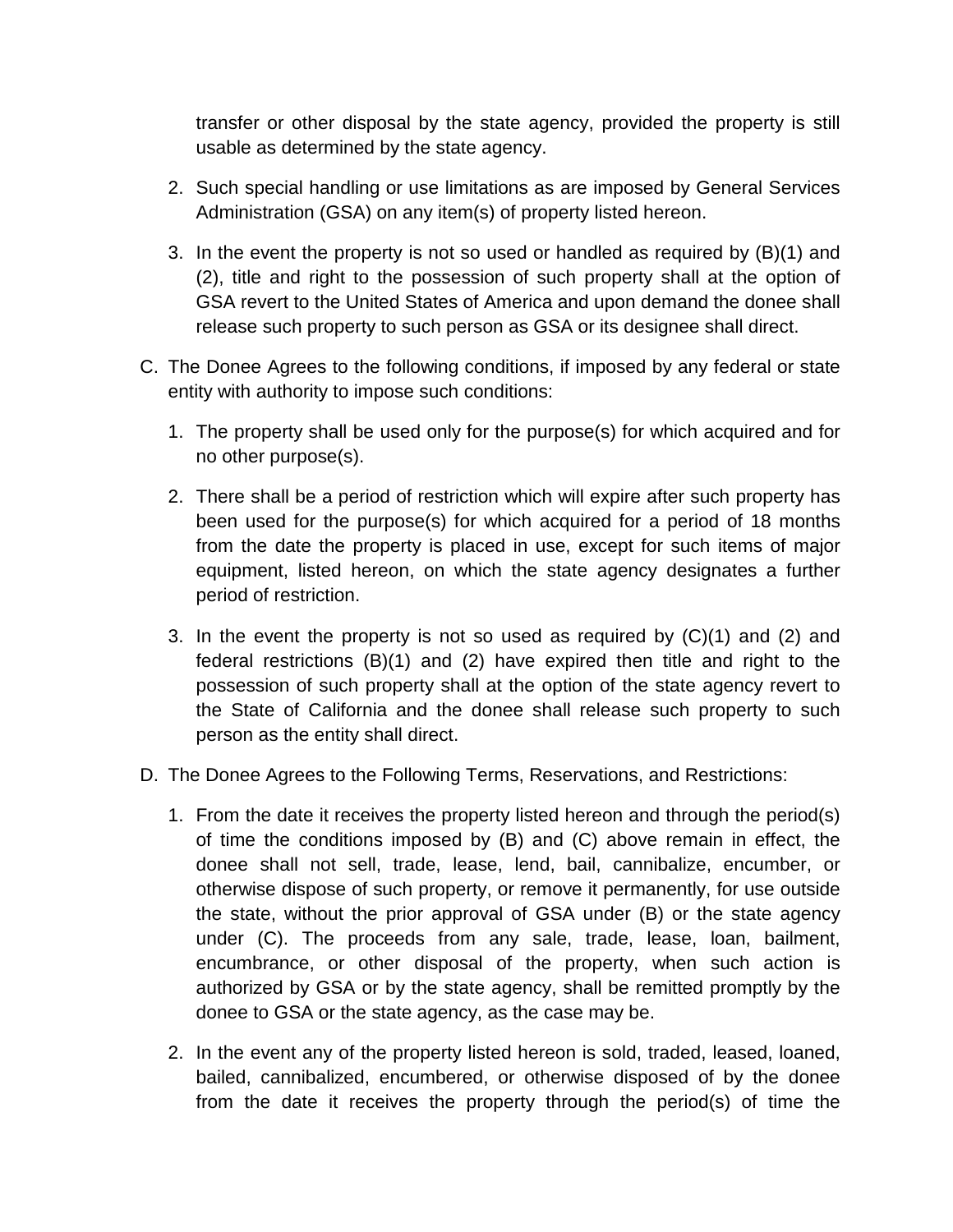transfer or other disposal by the state agency, provided the property is still usable as determined by the state agency.

2. Such special handling or use limitations as are imposed by General Services Administration (GSA) on any item(s) of property listed hereon.

3. In the event the property is not so used or handled as required by (B)(1) and (2), title and right to the possession of such property shall at the option of GSA revert to the United States of America and upon demand the donee shall release such property to such person as GSA or its designee shall direct.

C. The Donee Agrees to the following conditions, if imposed by any federal or state entity with authority to impose such conditions:

1. The property shall be used only for the purpose(s) for which acquired and for no other purpose(s).

2. There shall be a period of restriction which will expire after such property has been used for the purpose(s) for which acquired for a period of 18 months from the date the property is placed in use, except for such items of major equipment, listed hereon, on which the state agency designates a further period of restriction.

3. In the event the property is not so used as required by (C)(1) and (2) and federal restrictions (B)(1) and (2) have expired then title and right to the possession of such property shall at the option of the state agency revert to the State of California and the donee shall release such property to such person as the entity shall direct.

D. The Donee Agrees to the Following Terms, Reservations, and Restrictions:

1. From the date it receives the property listed hereon and through the period(s) of time the conditions imposed by (B) and (C) above remain in effect, the donee shall not sell, trade, lease, lend, bail, cannibalize, encumber, or otherwise dispose of such property, or remove it permanently, for use outside the state, without the prior approval of GSA under (B) or the state agency under (C). The proceeds from any sale, trade, lease, loan, bailment, encumbrance, or other disposal of the property, when such action is authorized by GSA or by the state agency, shall be remitted promptly by the donee to GSA or the state agency, as the case may be.

2. In the event any of the property listed hereon is sold, traded, leased, loaned, bailed, cannibalized, encumbered, or otherwise disposed of by the donee from the date it receives the property through the period(s) of time the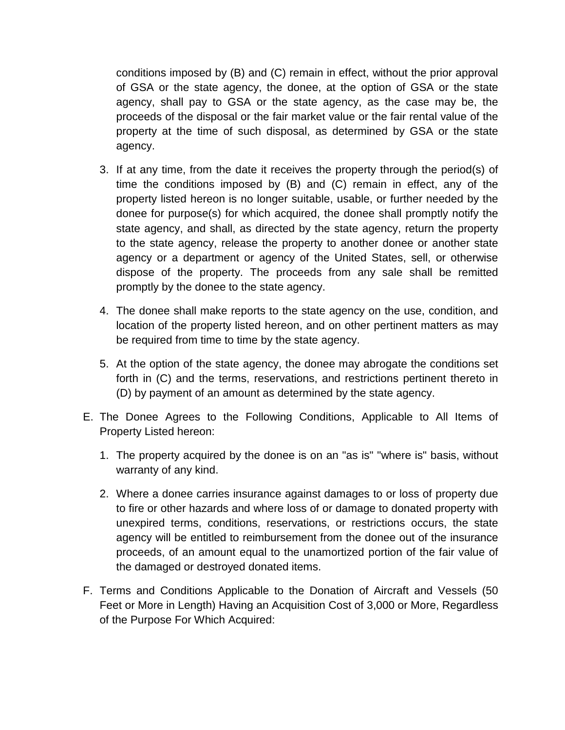conditions imposed by (B) and (C) remain in effect, without the prior approval of GSA or the state agency, the donee, at the option of GSA or the state agency, shall pay to GSA or the state agency, as the case may be, the proceeds of the disposal or the fair market value or the fair rental value of the property at the time of such disposal, as determined by GSA or the state agency.

3. If at any time, from the date it receives the property through the period(s) of time the conditions imposed by (B) and (C) remain in effect, any of the property listed hereon is no longer suitable, usable, or further needed by the donee for purpose(s) for which acquired, the donee shall promptly notify the state agency, and shall, as directed by the state agency, return the property to the state agency, release the property to another donee or another state agency or a department or agency of the United States, sell, or otherwise dispose of the property. The proceeds from any sale shall be remitted promptly by the donee to the state agency.

4. The donee shall make reports to the state agency on the use, condition, and location of the property listed hereon, and on other pertinent matters as may be required from time to time by the state agency.

5. At the option of the state agency, the donee may abrogate the conditions set forth in (C) and the terms, reservations, and restrictions pertinent thereto in (D) by payment of an amount as determined by the state agency.

E. The Donee Agrees to the Following Conditions, Applicable to All Items of Property Listed hereon:

   1. The property acquired by the donee is on an "as is" "where is" basis, without warranty of any kind.

   2. Where a donee carries insurance against damages to or loss of property due to fire or other hazards and where loss of or damage to donated property with unexpired terms, conditions, reservations, or restrictions occurs, the state agency will be entitled to reimbursement from the donee out of the insurance proceeds, of an amount equal to the unamortized portion of the fair value of the damaged or destroyed donated items.

F. Terms and Conditions Applicable to the Donation of Aircraft and Vessels (50 Feet or More in Length) Having an Acquisition Cost of 3,000 or More, Regardless of the Purpose For Which Acquired: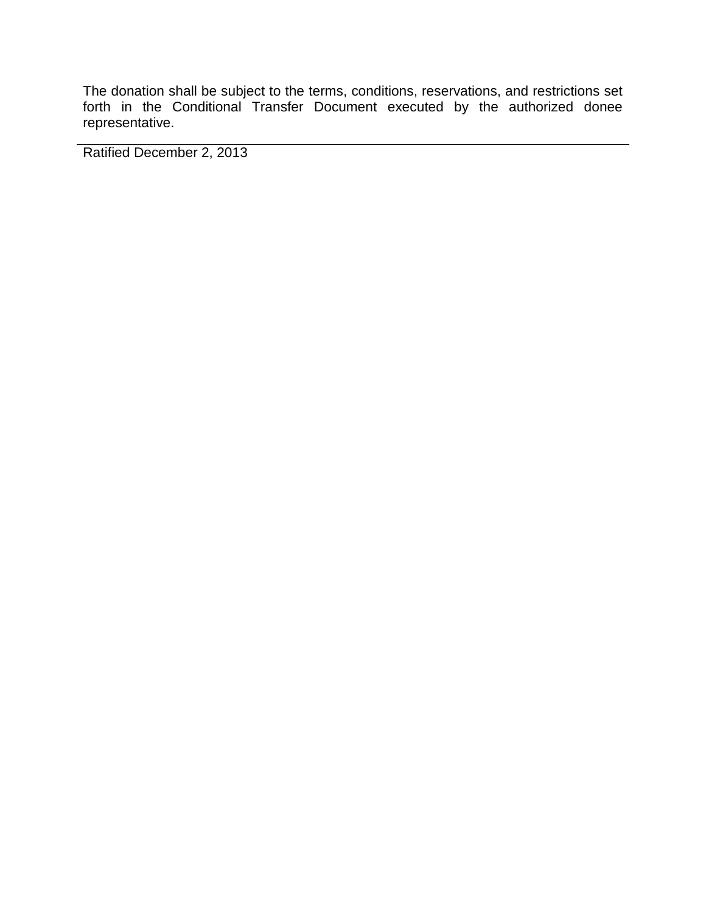The donation shall be subject to the terms, conditions, reservations, and restrictions set forth in the Conditional Transfer Document executed by the authorized donee representative.

---

Ratified December 2, 2013